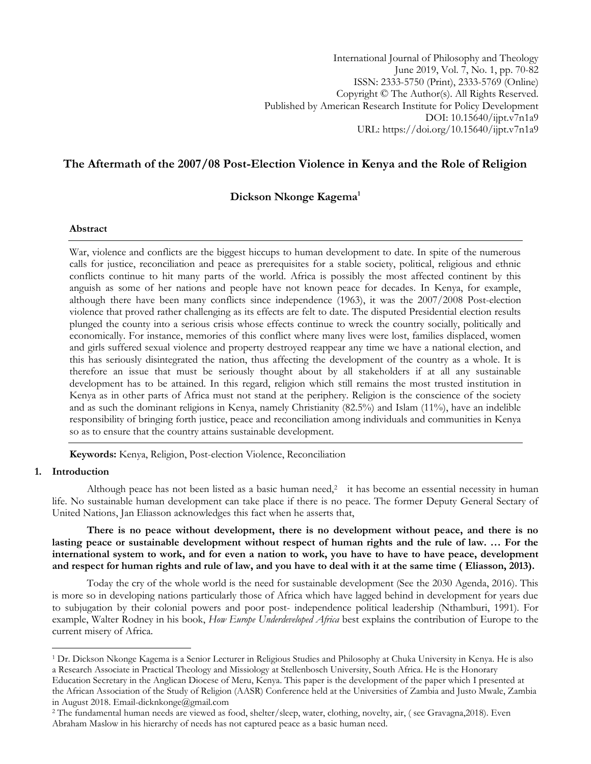International Journal of Philosophy and Theology
June 2019, Vol. 7, No. 1, pp. 70-82
ISSN: 2333-5750 (Print), 2333-5769 (Online)
Copyright © The Author(s). All Rights Reserved.
Published by American Research Institute for Policy Development
DOI: 10.15640/ijpt.v7n1a9
URL: https://doi.org/10.15640/ijpt.v7n1a9

# The Aftermath of the 2007/08 Post-Election Violence in Kenya and the Role of Religion

**Dickson Nkonge Kagema**[1]

## Abstract

War, violence and conflicts are the biggest hiccups to human development to date. In spite of the numerous calls for justice, reconciliation and peace as prerequisites for a stable society, political, religious and ethnic conflicts continue to hit many parts of the world. Africa is possibly the most affected continent by this anguish as some of her nations and people have not known peace for decades. In Kenya, for example, although there have been many conflicts since independence (1963), it was the 2007/2008 Post-election violence that proved rather challenging as its effects are felt to date. The disputed Presidential election results plunged the county into a serious crisis whose effects continue to wreck the country socially, politically and economically. For instance, memories of this conflict where many lives were lost, families displaced, women and girls suffered sexual violence and property destroyed reappear any time we have a national election, and this has seriously disintegrated the nation, thus affecting the development of the country as a whole. It is therefore an issue that must be seriously thought about by all stakeholders if at all any sustainable development has to be attained. In this regard, religion which still remains the most trusted institution in Kenya as in other parts of Africa must not stand at the periphery. Religion is the conscience of the society and as such the dominant religions in Kenya, namely Christianity (82.5%) and Islam (11%), have an indelible responsibility of bringing forth justice, peace and reconciliation among individuals and communities in Kenya so as to ensure that the country attains sustainable development.

**Keywords:** Kenya, Religion, Post-election Violence, Reconciliation

## 1. Introduction

Although peace has not been listed as a basic human need,[2] it has become an essential necessity in human life. No sustainable human development can take place if there is no peace. The former Deputy General Sectary of United Nations, Jan Eliasson acknowledges this fact when he asserts that,

> **There is no peace without development, there is no development without peace, and there is no lasting peace or sustainable development without respect of human rights and the rule of law. … For the international system to work, and for even a nation to work, you have to have to have peace, development and respect for human rights and rule of law, and you have to deal with it at the same time ( Eliasson, 2013).**

Today the cry of the whole world is the need for sustainable development (See the 2030 Agenda, 2016). This is more so in developing nations particularly those of Africa which have lagged behind in development for years due to subjugation by their colonial powers and poor post- independence political leadership (Nthamburi, 1991). For example, Walter Rodney in his book, *How Europe Underdeveloped Africa* best explains the contribution of Europe to the current misery of Africa.

---

[1] Dr. Dickson Nkonge Kagema is a Senior Lecturer in Religious Studies and Philosophy at Chuka University in Kenya. He is also a Research Associate in Practical Theology and Missiology at Stellenbosch University, South Africa. He is the Honorary Education Secretary in the Anglican Diocese of Meru, Kenya. This paper is the development of the paper which I presented at the African Association of the Study of Religion (AASR) Conference held at the Universities of Zambia and Justo Mwale, Zambia in August 2018. Email-dicknkonge@gmail.com

[2] The fundamental human needs are viewed as food, shelter/sleep, water, clothing, novelty, air, ( see Gravagna,2018). Even Abraham Maslow in his hierarchy of needs has not captured peace as a basic human need.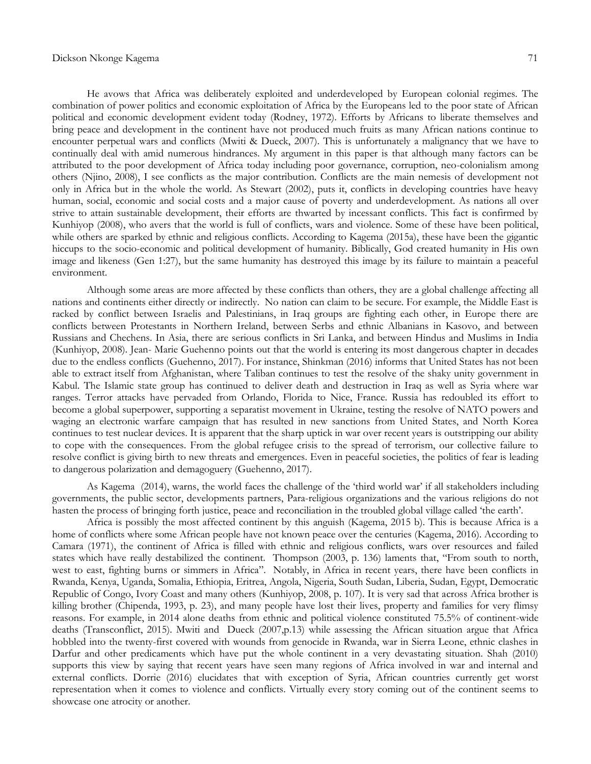He avows that Africa was deliberately exploited and underdeveloped by European colonial regimes. The combination of power politics and economic exploitation of Africa by the Europeans led to the poor state of African political and economic development evident today (Rodney, 1972). Efforts by Africans to liberate themselves and bring peace and development in the continent have not produced much fruits as many African nations continue to encounter perpetual wars and conflicts (Mwiti & Dueck, 2007). This is unfortunately a malignancy that we have to continually deal with amid numerous hindrances. My argument in this paper is that although many factors can be attributed to the poor development of Africa today including poor governance, corruption, neo-colonialism among others (Njino, 2008), I see conflicts as the major contribution. Conflicts are the main nemesis of development not only in Africa but in the whole the world. As Stewart (2002), puts it, conflicts in developing countries have heavy human, social, economic and social costs and a major cause of poverty and underdevelopment. As nations all over strive to attain sustainable development, their efforts are thwarted by incessant conflicts. This fact is confirmed by Kunhiyop (2008), who avers that the world is full of conflicts, wars and violence. Some of these have been political, while others are sparked by ethnic and religious conflicts. According to Kagema (2015a), these have been the gigantic hiccups to the socio-economic and political development of humanity. Biblically, God created humanity in His own image and likeness (Gen 1:27), but the same humanity has destroyed this image by its failure to maintain a peaceful environment.

Although some areas are more affected by these conflicts than others, they are a global challenge affecting all nations and continents either directly or indirectly. No nation can claim to be secure. For example, the Middle East is racked by conflict between Israelis and Palestinians, in Iraq groups are fighting each other, in Europe there are conflicts between Protestants in Northern Ireland, between Serbs and ethnic Albanians in Kasovo, and between Russians and Chechens. In Asia, there are serious conflicts in Sri Lanka, and between Hindus and Muslims in India (Kunhiyop, 2008). Jean- Marie Guehenno points out that the world is entering its most dangerous chapter in decades due to the endless conflicts (Guehenno, 2017). For instance, Shinkman (2016) informs that United States has not been able to extract itself from Afghanistan, where Taliban continues to test the resolve of the shaky unity government in Kabul. The Islamic state group has continued to deliver death and destruction in Iraq as well as Syria where war ranges. Terror attacks have pervaded from Orlando, Florida to Nice, France. Russia has redoubled its effort to become a global superpower, supporting a separatist movement in Ukraine, testing the resolve of NATO powers and waging an electronic warfare campaign that has resulted in new sanctions from United States, and North Korea continues to test nuclear devices. It is apparent that the sharp uptick in war over recent years is outstripping our ability to cope with the consequences. From the global refugee crisis to the spread of terrorism, our collective failure to resolve conflict is giving birth to new threats and emergences. Even in peaceful societies, the politics of fear is leading to dangerous polarization and demagoguery (Guehenno, 2017).

As Kagema (2014), warns, the world faces the challenge of the 'third world war' if all stakeholders including governments, the public sector, developments partners, Para-religious organizations and the various religions do not hasten the process of bringing forth justice, peace and reconciliation in the troubled global village called 'the earth'.

Africa is possibly the most affected continent by this anguish (Kagema, 2015 b). This is because Africa is a home of conflicts where some African people have not known peace over the centuries (Kagema, 2016). According to Camara (1971), the continent of Africa is filled with ethnic and religious conflicts, wars over resources and failed states which have really destabilized the continent. Thompson (2003, p. 136) laments that, "From south to north, west to east, fighting burns or simmers in Africa". Notably, in Africa in recent years, there have been conflicts in Rwanda, Kenya, Uganda, Somalia, Ethiopia, Eritrea, Angola, Nigeria, South Sudan, Liberia, Sudan, Egypt, Democratic Republic of Congo, Ivory Coast and many others (Kunhiyop, 2008, p. 107). It is very sad that across Africa brother is killing brother (Chipenda, 1993, p. 23), and many people have lost their lives, property and families for very flimsy reasons. For example, in 2014 alone deaths from ethnic and political violence constituted 75.5% of continent-wide deaths (Transconflict, 2015). Mwiti and Dueck (2007,p.13) while assessing the African situation argue that Africa hobbled into the twenty-first covered with wounds from genocide in Rwanda, war in Sierra Leone, ethnic clashes in Darfur and other predicaments which have put the whole continent in a very devastating situation. Shah (2010) supports this view by saying that recent years have seen many regions of Africa involved in war and internal and external conflicts. Dorrie (2016) elucidates that with exception of Syria, African countries currently get worst representation when it comes to violence and conflicts. Virtually every story coming out of the continent seems to showcase one atrocity or another.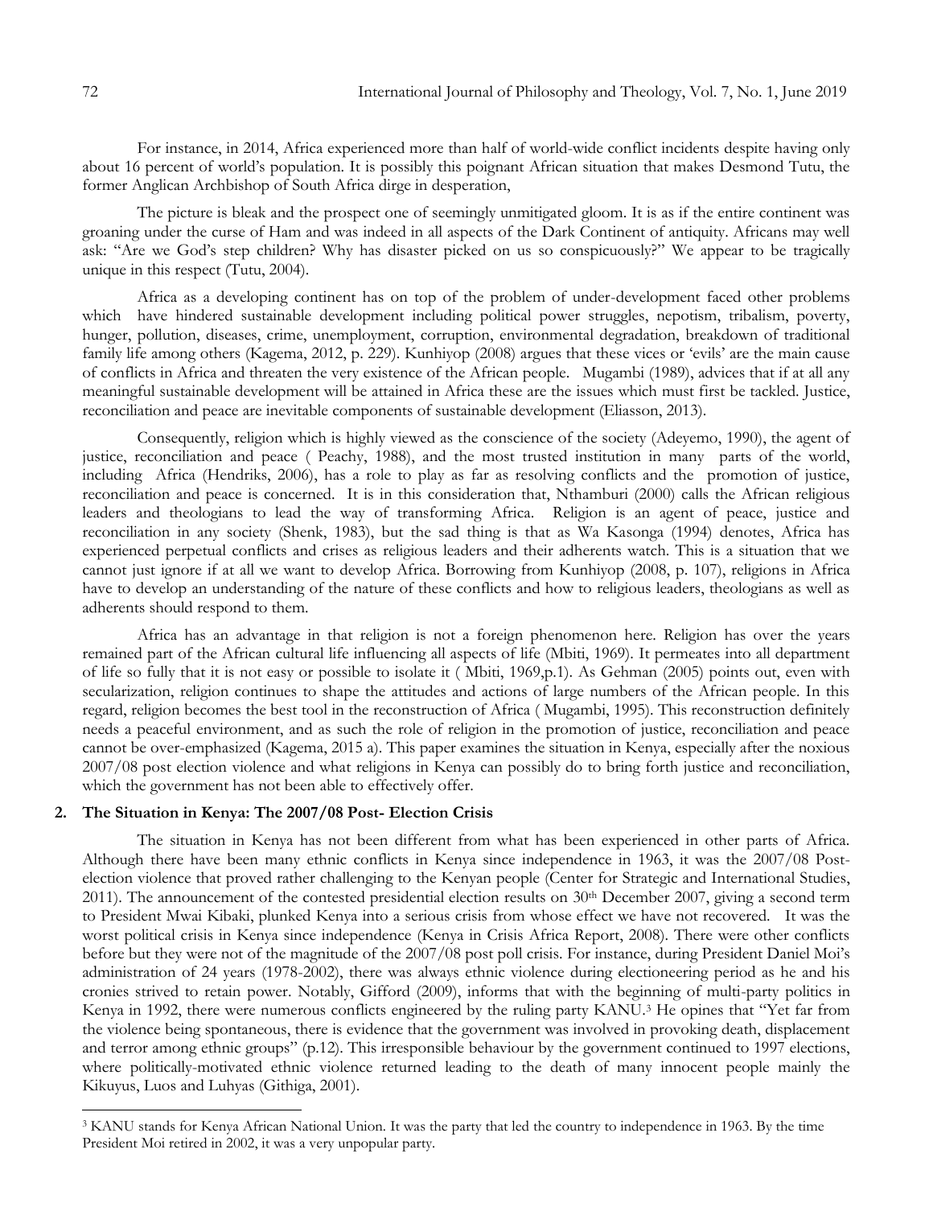For instance, in 2014, Africa experienced more than half of world-wide conflict incidents despite having only about 16 percent of world's population. It is possibly this poignant African situation that makes Desmond Tutu, the former Anglican Archbishop of South Africa dirge in desperation,

The picture is bleak and the prospect one of seemingly unmitigated gloom. It is as if the entire continent was groaning under the curse of Ham and was indeed in all aspects of the Dark Continent of antiquity. Africans may well ask: "Are we God's step children? Why has disaster picked on us so conspicuously?" We appear to be tragically unique in this respect (Tutu, 2004).

Africa as a developing continent has on top of the problem of under-development faced other problems which have hindered sustainable development including political power struggles, nepotism, tribalism, poverty, hunger, pollution, diseases, crime, unemployment, corruption, environmental degradation, breakdown of traditional family life among others (Kagema, 2012, p. 229). Kunhiyop (2008) argues that these vices or 'evils' are the main cause of conflicts in Africa and threaten the very existence of the African people. Mugambi (1989), advices that if at all any meaningful sustainable development will be attained in Africa these are the issues which must first be tackled. Justice, reconciliation and peace are inevitable components of sustainable development (Eliasson, 2013).

Consequently, religion which is highly viewed as the conscience of the society (Adeyemo, 1990), the agent of justice, reconciliation and peace ( Peachy, 1988), and the most trusted institution in many parts of the world, including Africa (Hendriks, 2006), has a role to play as far as resolving conflicts and the promotion of justice, reconciliation and peace is concerned. It is in this consideration that, Nthamburi (2000) calls the African religious leaders and theologians to lead the way of transforming Africa. Religion is an agent of peace, justice and reconciliation in any society (Shenk, 1983), but the sad thing is that as Wa Kasonga (1994) denotes, Africa has experienced perpetual conflicts and crises as religious leaders and their adherents watch. This is a situation that we cannot just ignore if at all we want to develop Africa. Borrowing from Kunhiyop (2008, p. 107), religions in Africa have to develop an understanding of the nature of these conflicts and how to religious leaders, theologians as well as adherents should respond to them.

Africa has an advantage in that religion is not a foreign phenomenon here. Religion has over the years remained part of the African cultural life influencing all aspects of life (Mbiti, 1969). It permeates into all department of life so fully that it is not easy or possible to isolate it ( Mbiti, 1969,p.1). As Gehman (2005) points out, even with secularization, religion continues to shape the attitudes and actions of large numbers of the African people. In this regard, religion becomes the best tool in the reconstruction of Africa ( Mugambi, 1995). This reconstruction definitely needs a peaceful environment, and as such the role of religion in the promotion of justice, reconciliation and peace cannot be over-emphasized (Kagema, 2015 a). This paper examines the situation in Kenya, especially after the noxious 2007/08 post election violence and what religions in Kenya can possibly do to bring forth justice and reconciliation, which the government has not been able to effectively offer.

## 2. The Situation in Kenya: The 2007/08 Post- Election Crisis

The situation in Kenya has not been different from what has been experienced in other parts of Africa. Although there have been many ethnic conflicts in Kenya since independence in 1963, it was the 2007/08 Post-election violence that proved rather challenging to the Kenyan people (Center for Strategic and International Studies, 2011). The announcement of the contested presidential election results on 30th December 2007, giving a second term to President Mwai Kibaki, plunked Kenya into a serious crisis from whose effect we have not recovered. It was the worst political crisis in Kenya since independence (Kenya in Crisis Africa Report, 2008). There were other conflicts before but they were not of the magnitude of the 2007/08 post poll crisis. For instance, during President Daniel Moi's administration of 24 years (1978-2002), there was always ethnic violence during electioneering period as he and his cronies strived to retain power. Notably, Gifford (2009), informs that with the beginning of multi-party politics in Kenya in 1992, there were numerous conflicts engineered by the ruling party KANU.[3] He opines that "Yet far from the violence being spontaneous, there is evidence that the government was involved in provoking death, displacement and terror among ethnic groups" (p.12). This irresponsible behaviour by the government continued to 1997 elections, where politically-motivated ethnic violence returned leading to the death of many innocent people mainly the Kikuyus, Luos and Luhyas (Githiga, 2001).

[3] KANU stands for Kenya African National Union. It was the party that led the country to independence in 1963. By the time President Moi retired in 2002, it was a very unpopular party.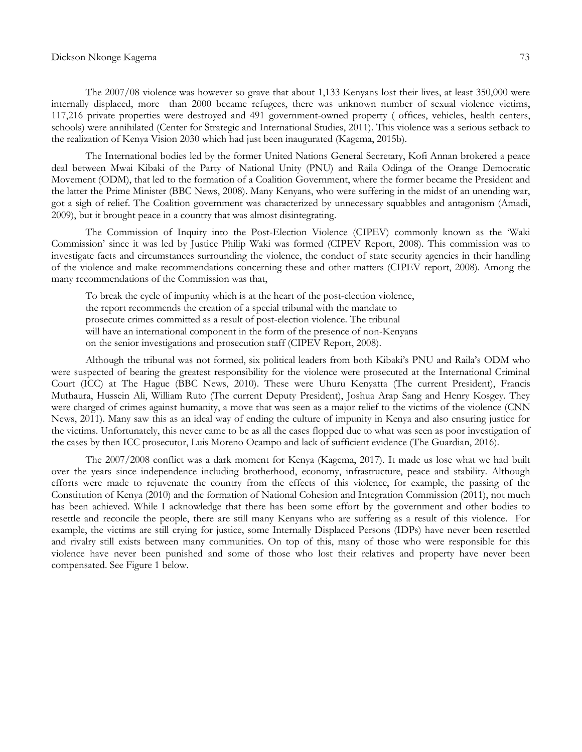The 2007/08 violence was however so grave that about 1,133 Kenyans lost their lives, at least 350,000 were internally displaced, more than 2000 became refugees, there was unknown number of sexual violence victims, 117,216 private properties were destroyed and 491 government-owned property ( offices, vehicles, health centers, schools) were annihilated (Center for Strategic and International Studies, 2011). This violence was a serious setback to the realization of Kenya Vision 2030 which had just been inaugurated (Kagema, 2015b).

The International bodies led by the former United Nations General Secretary, Kofi Annan brokered a peace deal between Mwai Kibaki of the Party of National Unity (PNU) and Raila Odinga of the Orange Democratic Movement (ODM), that led to the formation of a Coalition Government, where the former became the President and the latter the Prime Minister (BBC News, 2008). Many Kenyans, who were suffering in the midst of an unending war, got a sigh of relief. The Coalition government was characterized by unnecessary squabbles and antagonism (Amadi, 2009), but it brought peace in a country that was almost disintegrating.

The Commission of Inquiry into the Post-Election Violence (CIPEV) commonly known as the 'Waki Commission' since it was led by Justice Philip Waki was formed (CIPEV Report, 2008). This commission was to investigate facts and circumstances surrounding the violence, the conduct of state security agencies in their handling of the violence and make recommendations concerning these and other matters (CIPEV report, 2008). Among the many recommendations of the Commission was that,

> To break the cycle of impunity which is at the heart of the post-election violence, the report recommends the creation of a special tribunal with the mandate to prosecute crimes committed as a result of post-election violence. The tribunal will have an international component in the form of the presence of non-Kenyans on the senior investigations and prosecution staff (CIPEV Report, 2008).

Although the tribunal was not formed, six political leaders from both Kibaki's PNU and Raila's ODM who were suspected of bearing the greatest responsibility for the violence were prosecuted at the International Criminal Court (ICC) at The Hague (BBC News, 2010). These were Uhuru Kenyatta (The current President), Francis Muthaura, Hussein Ali, William Ruto (The current Deputy President), Joshua Arap Sang and Henry Kosgey. They were charged of crimes against humanity, a move that was seen as a major relief to the victims of the violence (CNN News, 2011). Many saw this as an ideal way of ending the culture of impunity in Kenya and also ensuring justice for the victims. Unfortunately, this never came to be as all the cases flopped due to what was seen as poor investigation of the cases by then ICC prosecutor, Luis Moreno Ocampo and lack of sufficient evidence (The Guardian, 2016).

The 2007/2008 conflict was a dark moment for Kenya (Kagema, 2017). It made us lose what we had built over the years since independence including brotherhood, economy, infrastructure, peace and stability. Although efforts were made to rejuvenate the country from the effects of this violence, for example, the passing of the Constitution of Kenya (2010) and the formation of National Cohesion and Integration Commission (2011), not much has been achieved. While I acknowledge that there has been some effort by the government and other bodies to resettle and reconcile the people, there are still many Kenyans who are suffering as a result of this violence. For example, the victims are still crying for justice, some Internally Displaced Persons (IDPs) have never been resettled and rivalry still exists between many communities. On top of this, many of those who were responsible for this violence have never been punished and some of those who lost their relatives and property have never been compensated. See Figure 1 below.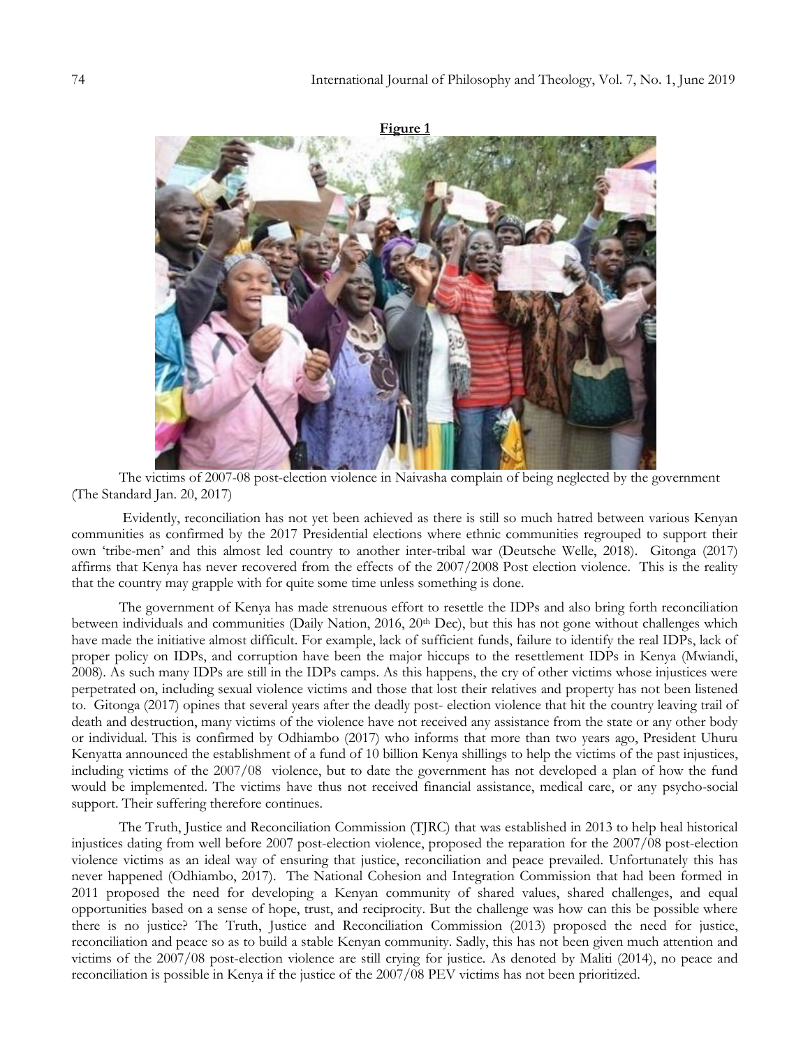**Figure 1**

The victims of 2007-08 post-election violence in Naivasha complain of being neglected by the government (The Standard Jan. 20, 2017)

Evidently, reconciliation has not yet been achieved as there is still so much hatred between various Kenyan communities as confirmed by the 2017 Presidential elections where ethnic communities regrouped to support their own 'tribe-men' and this almost led country to another inter-tribal war (Deutsche Welle, 2018). Gitonga (2017) affirms that Kenya has never recovered from the effects of the 2007/2008 Post election violence. This is the reality that the country may grapple with for quite some time unless something is done.

The government of Kenya has made strenuous effort to resettle the IDPs and also bring forth reconciliation between individuals and communities (Daily Nation, 2016, 20th Dec), but this has not gone without challenges which have made the initiative almost difficult. For example, lack of sufficient funds, failure to identify the real IDPs, lack of proper policy on IDPs, and corruption have been the major hiccups to the resettlement IDPs in Kenya (Mwiandi, 2008). As such many IDPs are still in the IDPs camps. As this happens, the cry of other victims whose injustices were perpetrated on, including sexual violence victims and those that lost their relatives and property has not been listened to. Gitonga (2017) opines that several years after the deadly post- election violence that hit the country leaving trail of death and destruction, many victims of the violence have not received any assistance from the state or any other body or individual. This is confirmed by Odhiambo (2017) who informs that more than two years ago, President Uhuru Kenyatta announced the establishment of a fund of 10 billion Kenya shillings to help the victims of the past injustices, including victims of the 2007/08 violence, but to date the government has not developed a plan of how the fund would be implemented. The victims have thus not received financial assistance, medical care, or any psycho-social support. Their suffering therefore continues.

The Truth, Justice and Reconciliation Commission (TJRC) that was established in 2013 to help heal historical injustices dating from well before 2007 post-election violence, proposed the reparation for the 2007/08 post-election violence victims as an ideal way of ensuring that justice, reconciliation and peace prevailed. Unfortunately this has never happened (Odhiambo, 2017). The National Cohesion and Integration Commission that had been formed in 2011 proposed the need for developing a Kenyan community of shared values, shared challenges, and equal opportunities based on a sense of hope, trust, and reciprocity. But the challenge was how can this be possible where there is no justice? The Truth, Justice and Reconciliation Commission (2013) proposed the need for justice, reconciliation and peace so as to build a stable Kenyan community. Sadly, this has not been given much attention and victims of the 2007/08 post-election violence are still crying for justice. As denoted by Maliti (2014), no peace and reconciliation is possible in Kenya if the justice of the 2007/08 PEV victims has not been prioritized.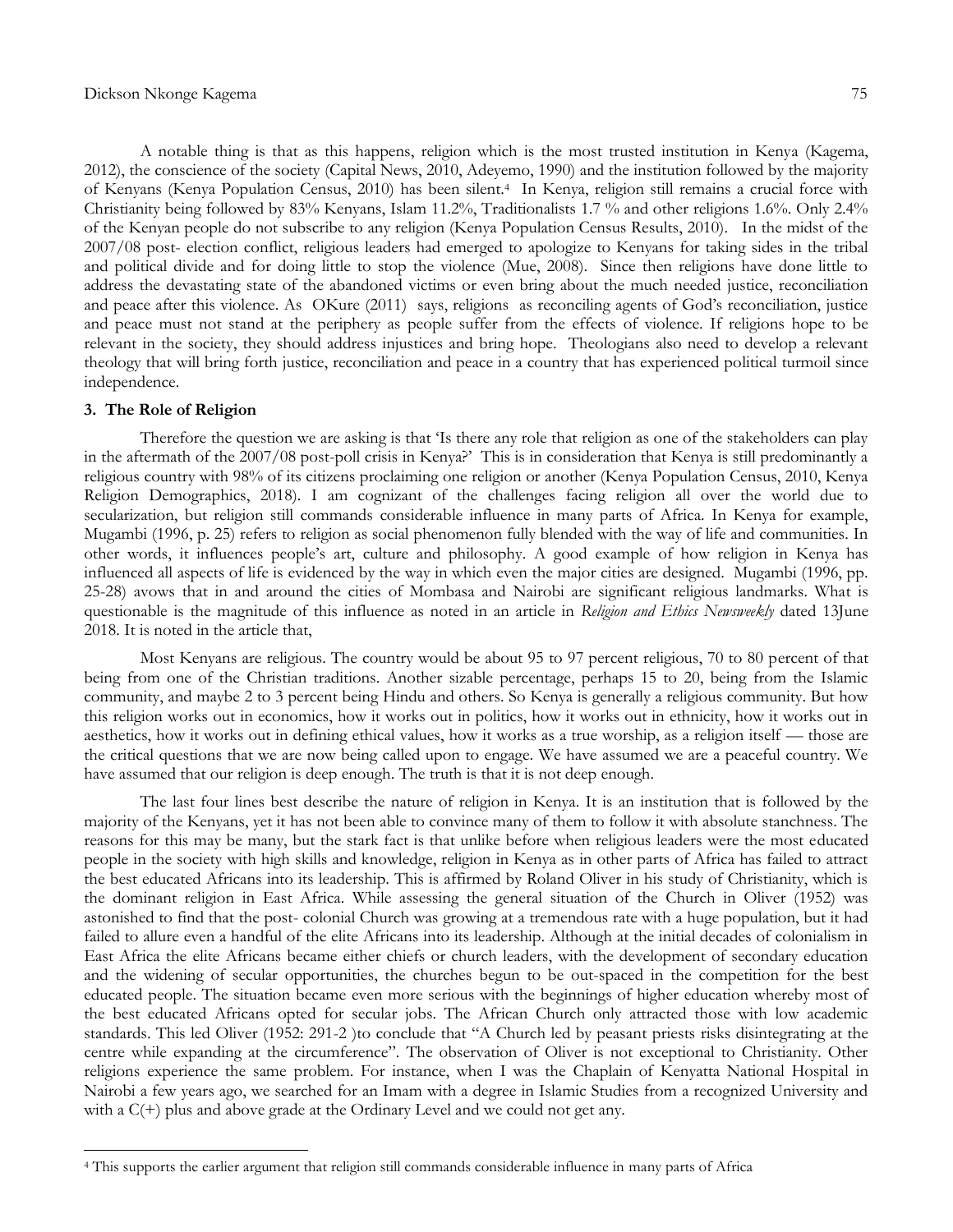A notable thing is that as this happens, religion which is the most trusted institution in Kenya (Kagema, 2012), the conscience of the society (Capital News, 2010, Adeyemo, 1990) and the institution followed by the majority of Kenyans (Kenya Population Census, 2010) has been silent.[4] In Kenya, religion still remains a crucial force with Christianity being followed by 83% Kenyans, Islam 11.2%, Traditionalists 1.7 % and other religions 1.6%. Only 2.4% of the Kenyan people do not subscribe to any religion (Kenya Population Census Results, 2010). In the midst of the 2007/08 post- election conflict, religious leaders had emerged to apologize to Kenyans for taking sides in the tribal and political divide and for doing little to stop the violence (Mue, 2008). Since then religions have done little to address the devastating state of the abandoned victims or even bring about the much needed justice, reconciliation and peace after this violence. As OKure (2011) says, religions as reconciling agents of God's reconciliation, justice and peace must not stand at the periphery as people suffer from the effects of violence. If religions hope to be relevant in the society, they should address injustices and bring hope. Theologians also need to develop a relevant theology that will bring forth justice, reconciliation and peace in a country that has experienced political turmoil since independence.

### 3. The Role of Religion

Therefore the question we are asking is that 'Is there any role that religion as one of the stakeholders can play in the aftermath of the 2007/08 post-poll crisis in Kenya?' This is in consideration that Kenya is still predominantly a religious country with 98% of its citizens proclaiming one religion or another (Kenya Population Census, 2010, Kenya Religion Demographics, 2018). I am cognizant of the challenges facing religion all over the world due to secularization, but religion still commands considerable influence in many parts of Africa. In Kenya for example, Mugambi (1996, p. 25) refers to religion as social phenomenon fully blended with the way of life and communities. In other words, it influences people's art, culture and philosophy. A good example of how religion in Kenya has influenced all aspects of life is evidenced by the way in which even the major cities are designed. Mugambi (1996, pp. 25-28) avows that in and around the cities of Mombasa and Nairobi are significant religious landmarks. What is questionable is the magnitude of this influence as noted in an article in *Religion and Ethics Newsweekly* dated 13June 2018. It is noted in the article that,

> Most Kenyans are religious. The country would be about 95 to 97 percent religious, 70 to 80 percent of that being from one of the Christian traditions. Another sizable percentage, perhaps 15 to 20, being from the Islamic community, and maybe 2 to 3 percent being Hindu and others. So Kenya is generally a religious community. But how this religion works out in economics, how it works out in politics, how it works out in ethnicity, how it works out in aesthetics, how it works out in defining ethical values, how it works as a true worship, as a religion itself — those are the critical questions that we are now being called upon to engage. We have assumed we are a peaceful country. We have assumed that our religion is deep enough. The truth is that it is not deep enough.

The last four lines best describe the nature of religion in Kenya. It is an institution that is followed by the majority of the Kenyans, yet it has not been able to convince many of them to follow it with absolute stanchness. The reasons for this may be many, but the stark fact is that unlike before when religious leaders were the most educated people in the society with high skills and knowledge, religion in Kenya as in other parts of Africa has failed to attract the best educated Africans into its leadership. This is affirmed by Roland Oliver in his study of Christianity, which is the dominant religion in East Africa. While assessing the general situation of the Church in Oliver (1952) was astonished to find that the post- colonial Church was growing at a tremendous rate with a huge population, but it had failed to allure even a handful of the elite Africans into its leadership. Although at the initial decades of colonialism in East Africa the elite Africans became either chiefs or church leaders, with the development of secondary education and the widening of secular opportunities, the churches begun to be out-spaced in the competition for the best educated people. The situation became even more serious with the beginnings of higher education whereby most of the best educated Africans opted for secular jobs. The African Church only attracted those with low academic standards. This led Oliver (1952: 291-2 )to conclude that "A Church led by peasant priests risks disintegrating at the centre while expanding at the circumference". The observation of Oliver is not exceptional to Christianity. Other religions experience the same problem. For instance, when I was the Chaplain of Kenyatta National Hospital in Nairobi a few years ago, we searched for an Imam with a degree in Islamic Studies from a recognized University and with a C(+) plus and above grade at the Ordinary Level and we could not get any.

---

[4] This supports the earlier argument that religion still commands considerable influence in many parts of Africa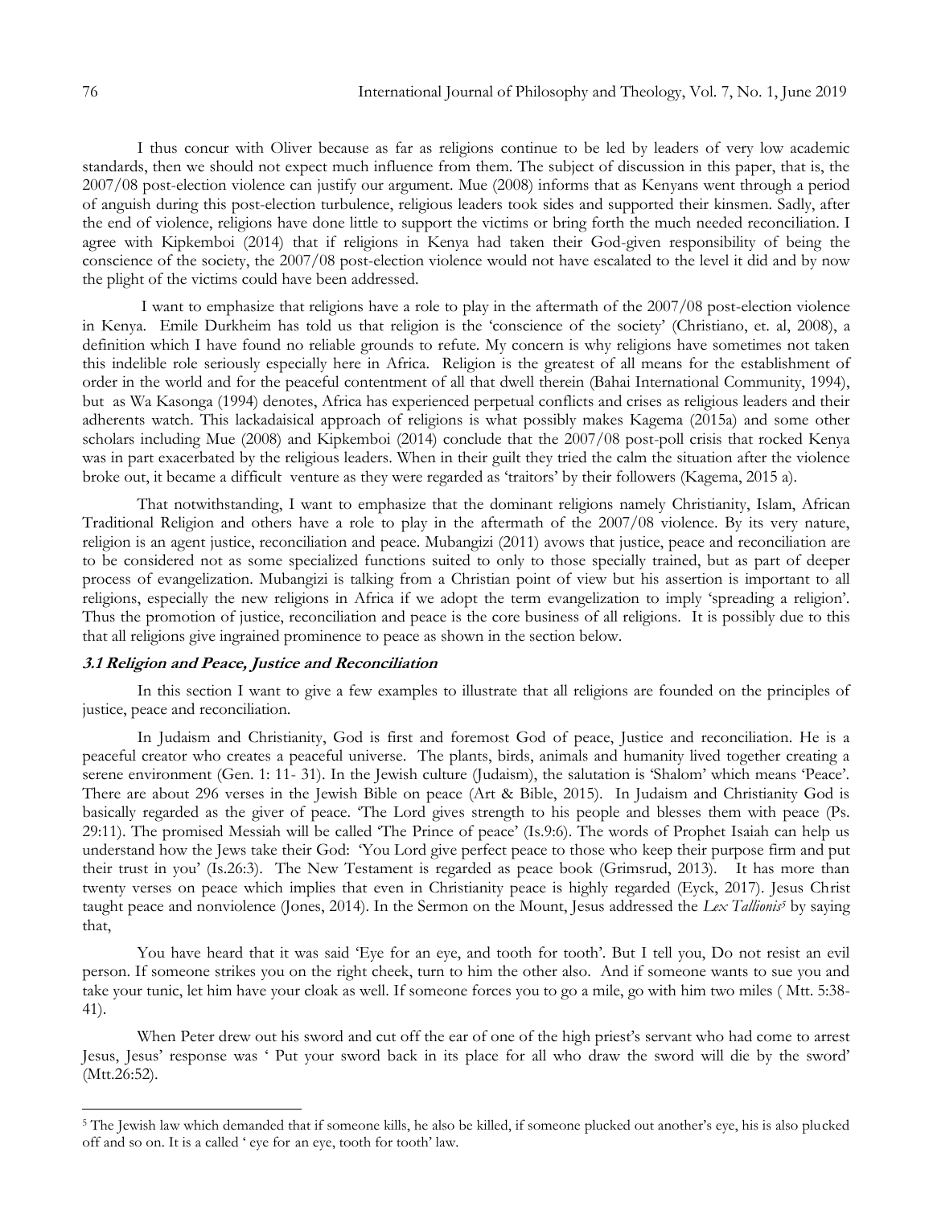I thus concur with Oliver because as far as religions continue to be led by leaders of very low academic standards, then we should not expect much influence from them. The subject of discussion in this paper, that is, the 2007/08 post-election violence can justify our argument. Mue (2008) informs that as Kenyans went through a period of anguish during this post-election turbulence, religious leaders took sides and supported their kinsmen. Sadly, after the end of violence, religions have done little to support the victims or bring forth the much needed reconciliation. I agree with Kipkemboi (2014) that if religions in Kenya had taken their God-given responsibility of being the conscience of the society, the 2007/08 post-election violence would not have escalated to the level it did and by now the plight of the victims could have been addressed.

I want to emphasize that religions have a role to play in the aftermath of the 2007/08 post-election violence in Kenya. Emile Durkheim has told us that religion is the 'conscience of the society' (Christiano, et. al, 2008), a definition which I have found no reliable grounds to refute. My concern is why religions have sometimes not taken this indelible role seriously especially here in Africa. Religion is the greatest of all means for the establishment of order in the world and for the peaceful contentment of all that dwell therein (Bahai International Community, 1994), but as Wa Kasonga (1994) denotes, Africa has experienced perpetual conflicts and crises as religious leaders and their adherents watch. This lackadaisical approach of religions is what possibly makes Kagema (2015a) and some other scholars including Mue (2008) and Kipkemboi (2014) conclude that the 2007/08 post-poll crisis that rocked Kenya was in part exacerbated by the religious leaders. When in their guilt they tried the calm the situation after the violence broke out, it became a difficult venture as they were regarded as 'traitors' by their followers (Kagema, 2015 a).

That notwithstanding, I want to emphasize that the dominant religions namely Christianity, Islam, African Traditional Religion and others have a role to play in the aftermath of the 2007/08 violence. By its very nature, religion is an agent justice, reconciliation and peace. Mubangizi (2011) avows that justice, peace and reconciliation are to be considered not as some specialized functions suited to only to those specially trained, but as part of deeper process of evangelization. Mubangizi is talking from a Christian point of view but his assertion is important to all religions, especially the new religions in Africa if we adopt the term evangelization to imply 'spreading a religion'. Thus the promotion of justice, reconciliation and peace is the core business of all religions. It is possibly due to this that all religions give ingrained prominence to peace as shown in the section below.

### 3.1 Religion and Peace, Justice and Reconciliation

In this section I want to give a few examples to illustrate that all religions are founded on the principles of justice, peace and reconciliation.

In Judaism and Christianity, God is first and foremost God of peace, Justice and reconciliation. He is a peaceful creator who creates a peaceful universe. The plants, birds, animals and humanity lived together creating a serene environment (Gen. 1: 11- 31). In the Jewish culture (Judaism), the salutation is 'Shalom' which means 'Peace'. There are about 296 verses in the Jewish Bible on peace (Art & Bible, 2015). In Judaism and Christianity God is basically regarded as the giver of peace. 'The Lord gives strength to his people and blesses them with peace (Ps. 29:11). The promised Messiah will be called 'The Prince of peace' (Is.9:6). The words of Prophet Isaiah can help us understand how the Jews take their God: 'You Lord give perfect peace to those who keep their purpose firm and put their trust in you' (Is.26:3). The New Testament is regarded as peace book (Grimsrud, 2013). It has more than twenty verses on peace which implies that even in Christianity peace is highly regarded (Eyck, 2017). Jesus Christ taught peace and nonviolence (Jones, 2014). In the Sermon on the Mount, Jesus addressed the *Lex Tallionis*[5] by saying that,

> You have heard that it was said 'Eye for an eye, and tooth for tooth'. But I tell you, Do not resist an evil person. If someone strikes you on the right cheek, turn to him the other also. And if someone wants to sue you and take your tunic, let him have your cloak as well. If someone forces you to go a mile, go with him two miles ( Mtt. 5:38-41).

When Peter drew out his sword and cut off the ear of one of the high priest's servant who had come to arrest Jesus, Jesus' response was ' Put your sword back in its place for all who draw the sword will die by the sword' (Mtt.26:52).

---

[5] The Jewish law which demanded that if someone kills, he also be killed, if someone plucked out another's eye, his is also plucked off and so on. It is a called ' eye for an eye, tooth for tooth' law.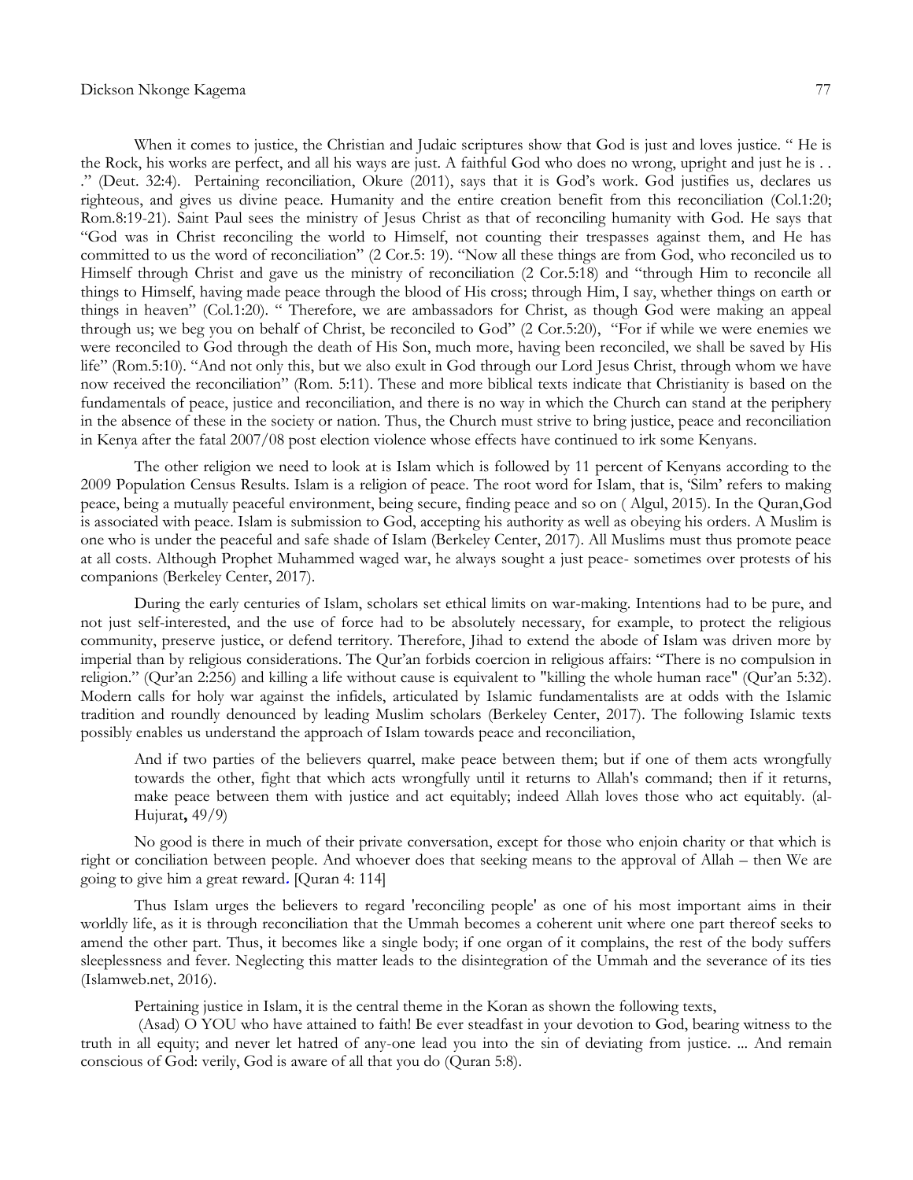When it comes to justice, the Christian and Judaic scriptures show that God is just and loves justice. " He is the Rock, his works are perfect, and all his ways are just. A faithful God who does no wrong, upright and just he is . . ." (Deut. 32:4). Pertaining reconciliation, Okure (2011), says that it is God's work. God justifies us, declares us righteous, and gives us divine peace. Humanity and the entire creation benefit from this reconciliation (Col.1:20; Rom.8:19-21). Saint Paul sees the ministry of Jesus Christ as that of reconciling humanity with God. He says that "God was in Christ reconciling the world to Himself, not counting their trespasses against them, and He has committed to us the word of reconciliation" (2 Cor.5: 19). "Now all these things are from God, who reconciled us to Himself through Christ and gave us the ministry of reconciliation (2 Cor.5:18) and "through Him to reconcile all things to Himself, having made peace through the blood of His cross; through Him, I say, whether things on earth or things in heaven" (Col.1:20). " Therefore, we are ambassadors for Christ, as though God were making an appeal through us; we beg you on behalf of Christ, be reconciled to God" (2 Cor.5:20), "For if while we were enemies we were reconciled to God through the death of His Son, much more, having been reconciled, we shall be saved by His life" (Rom.5:10). "And not only this, but we also exult in God through our Lord Jesus Christ, through whom we have now received the reconciliation" (Rom. 5:11). These and more biblical texts indicate that Christianity is based on the fundamentals of peace, justice and reconciliation, and there is no way in which the Church can stand at the periphery in the absence of these in the society or nation. Thus, the Church must strive to bring justice, peace and reconciliation in Kenya after the fatal 2007/08 post election violence whose effects have continued to irk some Kenyans.

The other religion we need to look at is Islam which is followed by 11 percent of Kenyans according to the 2009 Population Census Results. Islam is a religion of peace. The root word for Islam, that is, 'Silm' refers to making peace, being a mutually peaceful environment, being secure, finding peace and so on ( Algul, 2015). In the Quran,God is associated with peace. Islam is submission to God, accepting his authority as well as obeying his orders. A Muslim is one who is under the peaceful and safe shade of Islam (Berkeley Center, 2017). All Muslims must thus promote peace at all costs. Although Prophet Muhammed waged war, he always sought a just peace- sometimes over protests of his companions (Berkeley Center, 2017).

During the early centuries of Islam, scholars set ethical limits on war-making. Intentions had to be pure, and not just self-interested, and the use of force had to be absolutely necessary, for example, to protect the religious community, preserve justice, or defend territory. Therefore, Jihad to extend the abode of Islam was driven more by imperial than by religious considerations. The Qur'an forbids coercion in religious affairs: "There is no compulsion in religion." (Qur'an 2:256) and killing a life without cause is equivalent to "killing the whole human race" (Qur'an 5:32). Modern calls for holy war against the infidels, articulated by Islamic fundamentalists are at odds with the Islamic tradition and roundly denounced by leading Muslim scholars (Berkeley Center, 2017). The following Islamic texts possibly enables us understand the approach of Islam towards peace and reconciliation,

> And if two parties of the believers quarrel, make peace between them; but if one of them acts wrongfully towards the other, fight that which acts wrongfully until it returns to Allah's command; then if it returns, make peace between them with justice and act equitably; indeed Allah loves those who act equitably. (al-Hujurat**,** 49/9)

No good is there in much of their private conversation, except for those who enjoin charity or that which is right or conciliation between people. And whoever does that seeking means to the approval of Allah – then We are going to give him a great reward**.** [Quran 4: 114]

Thus Islam urges the believers to regard 'reconciling people' as one of his most important aims in their worldly life, as it is through reconciliation that the Ummah becomes a coherent unit where one part thereof seeks to amend the other part. Thus, it becomes like a single body; if one organ of it complains, the rest of the body suffers sleeplessness and fever. Neglecting this matter leads to the disintegration of the Ummah and the severance of its ties (Islamweb.net, 2016).

Pertaining justice in Islam, it is the central theme in the Koran as shown the following texts,

(Asad) O YOU who have attained to faith! Be ever steadfast in your devotion to God, bearing witness to the truth in all equity; and never let hatred of any-one lead you into the sin of deviating from justice. ... And remain conscious of God: verily, God is aware of all that you do (Quran 5:8).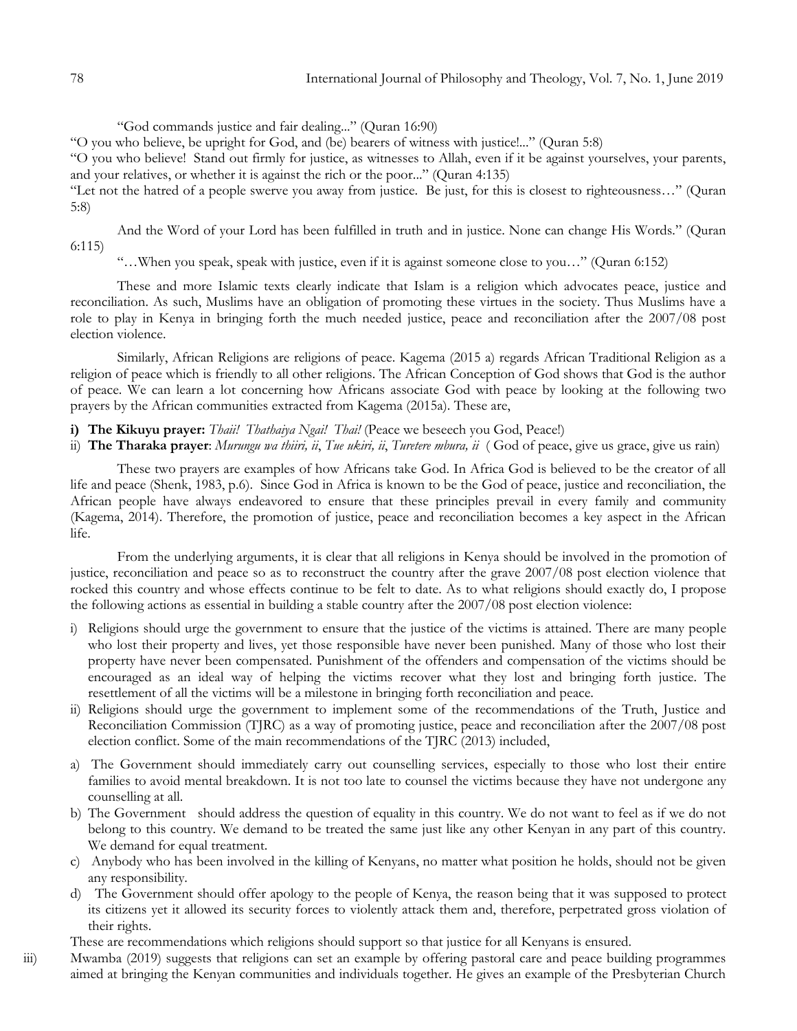"God commands justice and fair dealing..." (Quran 16:90)

"O you who believe, be upright for God, and (be) bearers of witness with justice!..." (Quran 5:8)

"O you who believe! Stand out firmly for justice, as witnesses to Allah, even if it be against yourselves, your parents, and your relatives, or whether it is against the rich or the poor..." (Quran 4:135)

"Let not the hatred of a people swerve you away from justice. Be just, for this is closest to righteousness…" (Quran 5:8)

And the Word of your Lord has been fulfilled in truth and in justice. None can change His Words." (Quran 6:115)

"…When you speak, speak with justice, even if it is against someone close to you…" (Quran 6:152)

These and more Islamic texts clearly indicate that Islam is a religion which advocates peace, justice and reconciliation. As such, Muslims have an obligation of promoting these virtues in the society. Thus Muslims have a role to play in Kenya in bringing forth the much needed justice, peace and reconciliation after the 2007/08 post election violence.

Similarly, African Religions are religions of peace. Kagema (2015 a) regards African Traditional Religion as a religion of peace which is friendly to all other religions. The African Conception of God shows that God is the author of peace. We can learn a lot concerning how Africans associate God with peace by looking at the following two prayers by the African communities extracted from Kagema (2015a). These are,

i) **The Kikuyu prayer:** *Thaii! Thathaiya Ngai! Thai!* (Peace we beseech you God, Peace!)

ii) **The Tharaka prayer**: *Murungu wa thiiri, ii*, *Tue ukiri, ii*, *Turetere mbura, ii* ( God of peace, give us grace, give us rain)

These two prayers are examples of how Africans take God. In Africa God is believed to be the creator of all life and peace (Shenk, 1983, p.6). Since God in Africa is known to be the God of peace, justice and reconciliation, the African people have always endeavored to ensure that these principles prevail in every family and community (Kagema, 2014). Therefore, the promotion of justice, peace and reconciliation becomes a key aspect in the African life.

From the underlying arguments, it is clear that all religions in Kenya should be involved in the promotion of justice, reconciliation and peace so as to reconstruct the country after the grave 2007/08 post election violence that rocked this country and whose effects continue to be felt to date. As to what religions should exactly do, I propose the following actions as essential in building a stable country after the 2007/08 post election violence:

i) Religions should urge the government to ensure that the justice of the victims is attained. There are many people who lost their property and lives, yet those responsible have never been punished. Many of those who lost their property have never been compensated. Punishment of the offenders and compensation of the victims should be encouraged as an ideal way of helping the victims recover what they lost and bringing forth justice. The resettlement of all the victims will be a milestone in bringing forth reconciliation and peace.

ii) Religions should urge the government to implement some of the recommendations of the Truth, Justice and Reconciliation Commission (TJRC) as a way of promoting justice, peace and reconciliation after the 2007/08 post election conflict. Some of the main recommendations of the TJRC (2013) included,

a) The Government should immediately carry out counselling services, especially to those who lost their entire families to avoid mental breakdown. It is not too late to counsel the victims because they have not undergone any counselling at all.

b) The Government should address the question of equality in this country. We do not want to feel as if we do not belong to this country. We demand to be treated the same just like any other Kenyan in any part of this country. We demand for equal treatment.

c) Anybody who has been involved in the killing of Kenyans, no matter what position he holds, should not be given any responsibility.

d) The Government should offer apology to the people of Kenya, the reason being that it was supposed to protect its citizens yet it allowed its security forces to violently attack them and, therefore, perpetrated gross violation of their rights.

These are recommendations which religions should support so that justice for all Kenyans is ensured.

iii) Mwamba (2019) suggests that religions can set an example by offering pastoral care and peace building programmes aimed at bringing the Kenyan communities and individuals together. He gives an example of the Presbyterian Church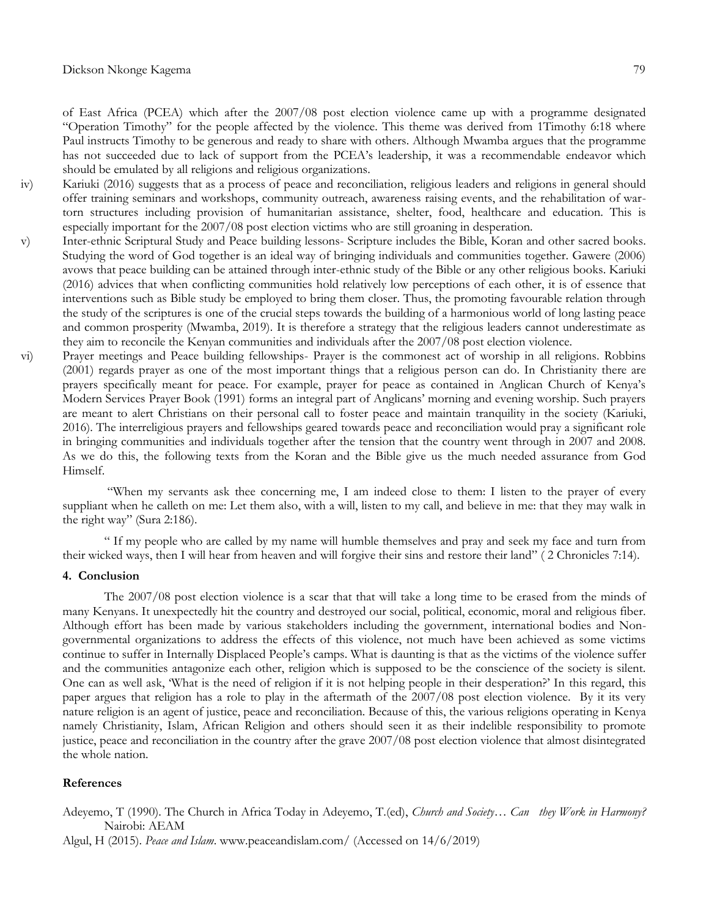of East Africa (PCEA) which after the 2007/08 post election violence came up with a programme designated "Operation Timothy" for the people affected by the violence. This theme was derived from 1Timothy 6:18 where Paul instructs Timothy to be generous and ready to share with others. Although Mwamba argues that the programme has not succeeded due to lack of support from the PCEA's leadership, it was a recommendable endeavor which should be emulated by all religions and religious organizations.

iv) Kariuki (2016) suggests that as a process of peace and reconciliation, religious leaders and religions in general should offer training seminars and workshops, community outreach, awareness raising events, and the rehabilitation of war-torn structures including provision of humanitarian assistance, shelter, food, healthcare and education. This is especially important for the 2007/08 post election victims who are still groaning in desperation.

v) Inter-ethnic Scriptural Study and Peace building lessons- Scripture includes the Bible, Koran and other sacred books. Studying the word of God together is an ideal way of bringing individuals and communities together. Gawere (2006) avows that peace building can be attained through inter-ethnic study of the Bible or any other religious books. Kariuki (2016) advices that when conflicting communities hold relatively low perceptions of each other, it is of essence that interventions such as Bible study be employed to bring them closer. Thus, the promoting favourable relation through the study of the scriptures is one of the crucial steps towards the building of a harmonious world of long lasting peace and common prosperity (Mwamba, 2019). It is therefore a strategy that the religious leaders cannot underestimate as they aim to reconcile the Kenyan communities and individuals after the 2007/08 post election violence.

vi) Prayer meetings and Peace building fellowships- Prayer is the commonest act of worship in all religions. Robbins (2001) regards prayer as one of the most important things that a religious person can do. In Christianity there are prayers specifically meant for peace. For example, prayer for peace as contained in Anglican Church of Kenya's Modern Services Prayer Book (1991) forms an integral part of Anglicans' morning and evening worship. Such prayers are meant to alert Christians on their personal call to foster peace and maintain tranquility in the society (Kariuki, 2016). The interreligious prayers and fellowships geared towards peace and reconciliation would pray a significant role in bringing communities and individuals together after the tension that the country went through in 2007 and 2008. As we do this, the following texts from the Koran and the Bible give us the much needed assurance from God Himself.

"When my servants ask thee concerning me, I am indeed close to them: I listen to the prayer of every suppliant when he calleth on me: Let them also, with a will, listen to my call, and believe in me: that they may walk in the right way" (Sura 2:186).

" If my people who are called by my name will humble themselves and pray and seek my face and turn from their wicked ways, then I will hear from heaven and will forgive their sins and restore their land" ( 2 Chronicles 7:14).

## 4. Conclusion

The 2007/08 post election violence is a scar that that will take a long time to be erased from the minds of many Kenyans. It unexpectedly hit the country and destroyed our social, political, economic, moral and religious fiber. Although effort has been made by various stakeholders including the government, international bodies and Non-governmental organizations to address the effects of this violence, not much have been achieved as some victims continue to suffer in Internally Displaced People's camps. What is daunting is that as the victims of the violence suffer and the communities antagonize each other, religion which is supposed to be the conscience of the society is silent. One can as well ask, 'What is the need of religion if it is not helping people in their desperation?' In this regard, this paper argues that religion has a role to play in the aftermath of the 2007/08 post election violence. By it its very nature religion is an agent of justice, peace and reconciliation. Because of this, the various religions operating in Kenya namely Christianity, Islam, African Religion and others should seen it as their indelible responsibility to promote justice, peace and reconciliation in the country after the grave 2007/08 post election violence that almost disintegrated the whole nation.

## References

Adeyemo, T (1990). The Church in Africa Today in Adeyemo, T.(ed), *Church and Society… Can they Work in Harmony?* Nairobi: AEAM

Algul, H (2015). *Peace and Islam*. www.peaceandislam.com/ (Accessed on 14/6/2019)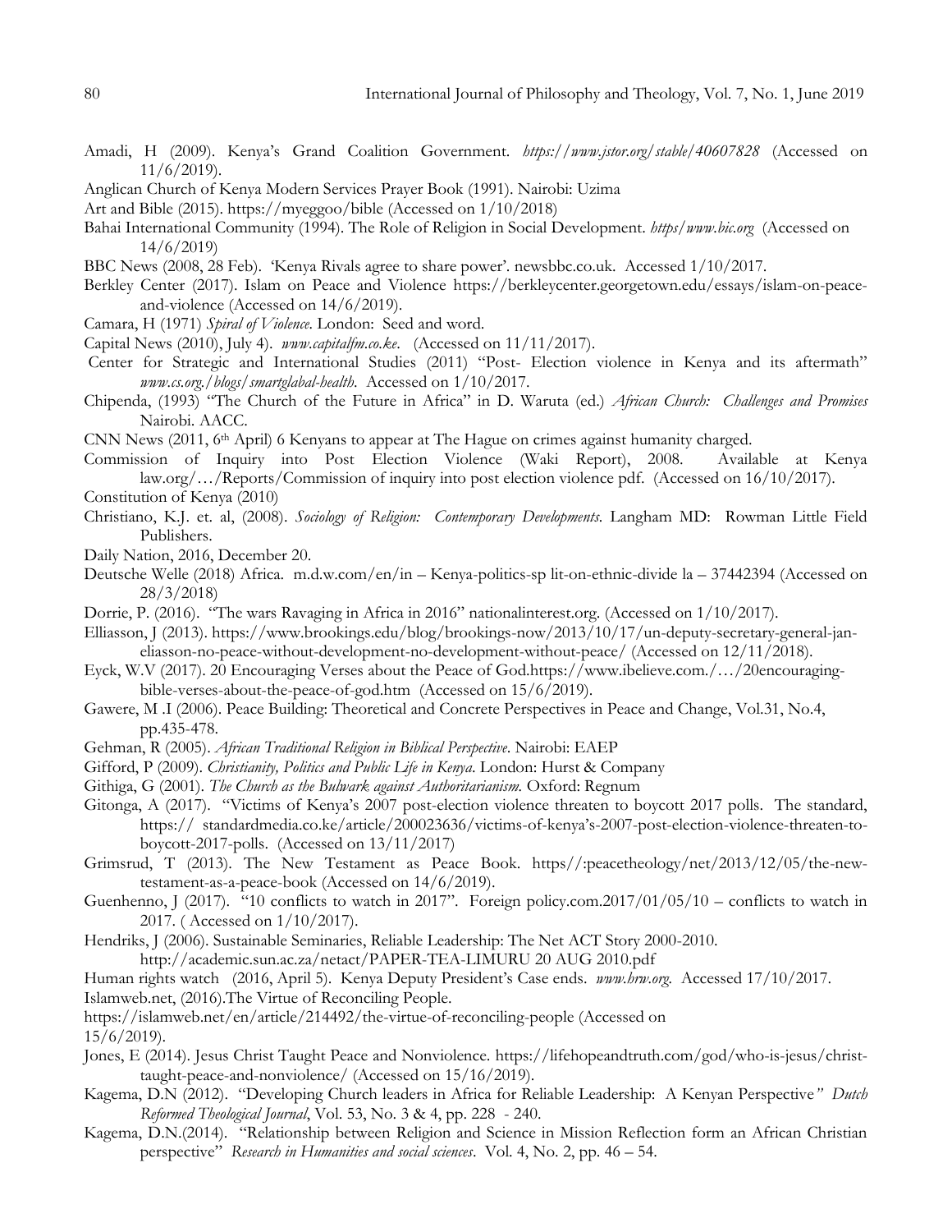Amadi, H (2009). Kenya's Grand Coalition Government. *https://www.jstor.org/stable/40607828* (Accessed on 11/6/2019).

Anglican Church of Kenya Modern Services Prayer Book (1991). Nairobi: Uzima

Art and Bible (2015). https://myeggoo/bible (Accessed on 1/10/2018)

Bahai International Community (1994). The Role of Religion in Social Development. *https/www.bic.org* (Accessed on 14/6/2019)

BBC News (2008, 28 Feb). 'Kenya Rivals agree to share power'. newsbbc.co.uk. Accessed 1/10/2017.

Berkley Center (2017). Islam on Peace and Violence https://berkleycenter.georgetown.edu/essays/islam-on-peace-and-violence (Accessed on 14/6/2019).

Camara, H (1971) *Spiral of Violence*. London: Seed and word.

Capital News (2010), July 4). *www.capitalfm.co.ke*. (Accessed on 11/11/2017).

Center for Strategic and International Studies (2011) "Post- Election violence in Kenya and its aftermath" *www.cs.org./blogs/smartglabal-health*. Accessed on 1/10/2017.

Chipenda, (1993) "The Church of the Future in Africa" in D. Waruta (ed.) *African Church: Challenges and Promises* Nairobi. AACC.

CNN News (2011, 6th April) 6 Kenyans to appear at The Hague on crimes against humanity charged.

Commission of Inquiry into Post Election Violence (Waki Report), 2008. Available at Kenya law.org/…/Reports/Commission of inquiry into post election violence pdf. (Accessed on 16/10/2017).

Constitution of Kenya (2010)

Christiano, K.J. et. al, (2008). *Sociology of Religion: Contemporary Developments*. Langham MD: Rowman Little Field Publishers.

Daily Nation, 2016, December 20.

Deutsche Welle (2018) Africa. m.d.w.com/en/in – Kenya-politics-sp lit-on-ethnic-divide la – 37442394 (Accessed on 28/3/2018)

Dorrie, P. (2016). "The wars Ravaging in Africa in 2016" nationalinterest.org. (Accessed on 1/10/2017).

Elliasson, J (2013). https://www.brookings.edu/blog/brookings-now/2013/10/17/un-deputy-secretary-general-jan-eliasson-no-peace-without-development-no-development-without-peace/ (Accessed on 12/11/2018).

Eyck, W.V (2017). 20 Encouraging Verses about the Peace of God.https://www.ibelieve.com./…/20encouraging-bible-verses-about-the-peace-of-god.htm (Accessed on 15/6/2019).

Gawere, M .I (2006). Peace Building: Theoretical and Concrete Perspectives in Peace and Change, Vol.31, No.4, pp.435-478.

Gehman, R (2005). *African Traditional Religion in Biblical Perspective*. Nairobi: EAEP

Gifford, P (2009). *Christianity, Politics and Public Life in Kenya*. London: Hurst & Company

Githiga, G (2001). *The Church as the Bulwark against Authoritarianism.* Oxford: Regnum

Gitonga, A (2017). "Victims of Kenya's 2007 post-election violence threaten to boycott 2017 polls. The standard, https:// standardmedia.co.ke/article/200023636/victims-of-kenya's-2007-post-election-violence-threaten-to-boycott-2017-polls. (Accessed on 13/11/2017)

Grimsrud, T (2013). The New Testament as Peace Book. https//:peacetheology/net/2013/12/05/the-new-testament-as-a-peace-book (Accessed on 14/6/2019).

Guenhenno, J (2017). "10 conflicts to watch in 2017". Foreign policy.com.2017/01/05/10 – conflicts to watch in 2017. ( Accessed on 1/10/2017).

Hendriks, J (2006). Sustainable Seminaries, Reliable Leadership: The Net ACT Story 2000-2010. http://academic.sun.ac.za/netact/PAPER-TEA-LIMURU 20 AUG 2010.pdf

Human rights watch (2016, April 5). Kenya Deputy President's Case ends. *www.hrw.org*. Accessed 17/10/2017.

Islamweb.net, (2016).The Virtue of Reconciling People.
https://islamweb.net/en/article/214492/the-virtue-of-reconciling-people (Accessed on 15/6/2019).

Jones, E (2014). Jesus Christ Taught Peace and Nonviolence. https://lifehopeandtruth.com/god/who-is-jesus/christ-taught-peace-and-nonviolence/ (Accessed on 15/16/2019).

Kagema, D.N (2012). "Developing Church leaders in Africa for Reliable Leadership: A Kenyan Perspective*" Dutch Reformed Theological Journal*, Vol. 53, No. 3 & 4, pp. 228 - 240.

Kagema, D.N.(2014). "Relationship between Religion and Science in Mission Reflection form an African Christian perspective" *Research in Humanities and social sciences*. Vol. 4, No. 2, pp. 46 – 54.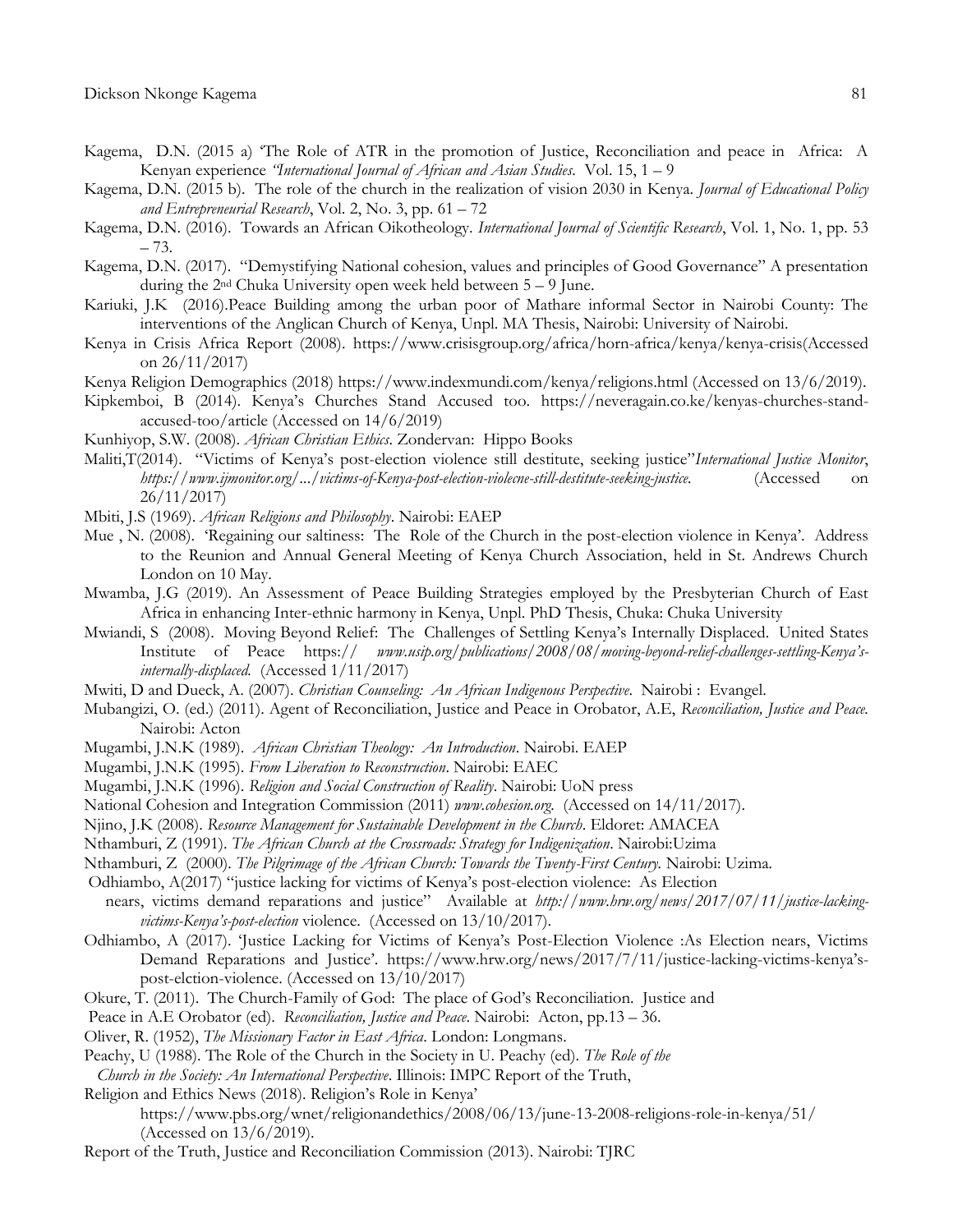Kagema, D.N. (2015 a) 'The Role of ATR in the promotion of Justice, Reconciliation and peace in Africa: A Kenyan experience *"International Journal of African and Asian Studies*. Vol. 15, 1 – 9

Kagema, D.N. (2015 b). The role of the church in the realization of vision 2030 in Kenya. *Journal of Educational Policy and Entrepreneurial Research*, Vol. 2, No. 3, pp. 61 – 72

Kagema, D.N. (2016). Towards an African Oikotheology. *International Journal of Scientific Research*, Vol. 1, No. 1, pp. 53 – 73.

Kagema, D.N. (2017). "Demystifying National cohesion, values and principles of Good Governance" A presentation during the 2nd Chuka University open week held between 5 – 9 June.

Kariuki, J.K (2016).Peace Building among the urban poor of Mathare informal Sector in Nairobi County: The interventions of the Anglican Church of Kenya, Unpl. MA Thesis, Nairobi: University of Nairobi.

Kenya in Crisis Africa Report (2008). https://www.crisisgroup.org/africa/horn-africa/kenya/kenya-crisis(Accessed on 26/11/2017)

Kenya Religion Demographics (2018) https://www.indexmundi.com/kenya/religions.html (Accessed on 13/6/2019).

Kipkemboi, B (2014). Kenya's Churches Stand Accused too. https://neveragain.co.ke/kenyas-churches-stand-accused-too/article (Accessed on 14/6/2019)

Kunhiyop, S.W. (2008). *African Christian Ethics*. Zondervan: Hippo Books

Maliti,T(2014). "Victims of Kenya's post-election violence still destitute, seeking justice"*International Justice Monitor*, *https://www.ijmonitor.org/.../victims-of-Kenya-post-election-violecne-still-destitute-seeking-justice.* (Accessed on 26/11/2017)

Mbiti, J.S (1969). *African Religions and Philosophy*. Nairobi: EAEP

Mue , N. (2008). 'Regaining our saltiness: The Role of the Church in the post-election violence in Kenya'. Address to the Reunion and Annual General Meeting of Kenya Church Association, held in St. Andrews Church London on 10 May.

Mwamba, J.G (2019). An Assessment of Peace Building Strategies employed by the Presbyterian Church of East Africa in enhancing Inter-ethnic harmony in Kenya, Unpl. PhD Thesis, Chuka: Chuka University

Mwiandi, S (2008). Moving Beyond Relief: The Challenges of Settling Kenya's Internally Displaced. United States Institute of Peace https:// *www.usip.org/publications/2008/08/moving-beyond-relief-challenges-settling-Kenya's-internally-displaced.* (Accessed 1/11/2017)

Mwiti, D and Dueck, A. (2007). *Christian Counseling: An African Indigenous Perspective*. Nairobi : Evangel.

Mubangizi, O. (ed.) (2011). Agent of Reconciliation, Justice and Peace in Orobator, A.E, *Reconciliation, Justice and Peace.* Nairobi: Acton

Mugambi, J.N.K (1989). *African Christian Theology: An Introduction*. Nairobi. EAEP

Mugambi, J.N.K (1995). *From Liberation to Reconstruction*. Nairobi: EAEC

Mugambi, J.N.K (1996). *Religion and Social Construction of Reality*. Nairobi: UoN press

National Cohesion and Integration Commission (2011) *www.cohesion.org.* (Accessed on 14/11/2017).

Njino, J.K (2008). *Resource Management for Sustainable Development in the Church*. Eldoret: AMACEA

Nthamburi, Z (1991). *The African Church at the Crossroads: Strategy for Indigenization*. Nairobi:Uzima

Nthamburi, Z (2000). *The Pilgrimage of the African Church: Towards the Twenty-First Century.* Nairobi: Uzima.

Odhiambo, A(2017) "justice lacking for victims of Kenya's post-election violence: As Election nears, victims demand reparations and justice" Available at *http://www.hrw.org/news/2017/07/11/justice-lacking-victims-Kenya's-post-election* violence. (Accessed on 13/10/2017).

Odhiambo, A (2017). 'Justice Lacking for Victims of Kenya's Post-Election Violence :As Election nears, Victims Demand Reparations and Justice'. https://www.hrw.org/news/2017/7/11/justice-lacking-victims-kenya's-post-elction-violence. (Accessed on 13/10/2017)

Okure, T. (2011). The Church-Family of God: The place of God's Reconciliation. Justice and Peace in A.E Orobator (ed). *Reconciliation, Justice and Peace*. Nairobi: Acton, pp.13 – 36.

Oliver, R. (1952), *The Missionary Factor in East Africa*. London: Longmans.

Peachy, U (1988). The Role of the Church in the Society in U. Peachy (ed). *The Role of the Church in the Society: An International Perspective*. Illinois: IMPC Report of the Truth,

Religion and Ethics News (2018). Religion's Role in Kenya' https://www.pbs.org/wnet/religionandethics/2008/06/13/june-13-2008-religions-role-in-kenya/51/ (Accessed on 13/6/2019).

Report of the Truth, Justice and Reconciliation Commission (2013). Nairobi: TJRC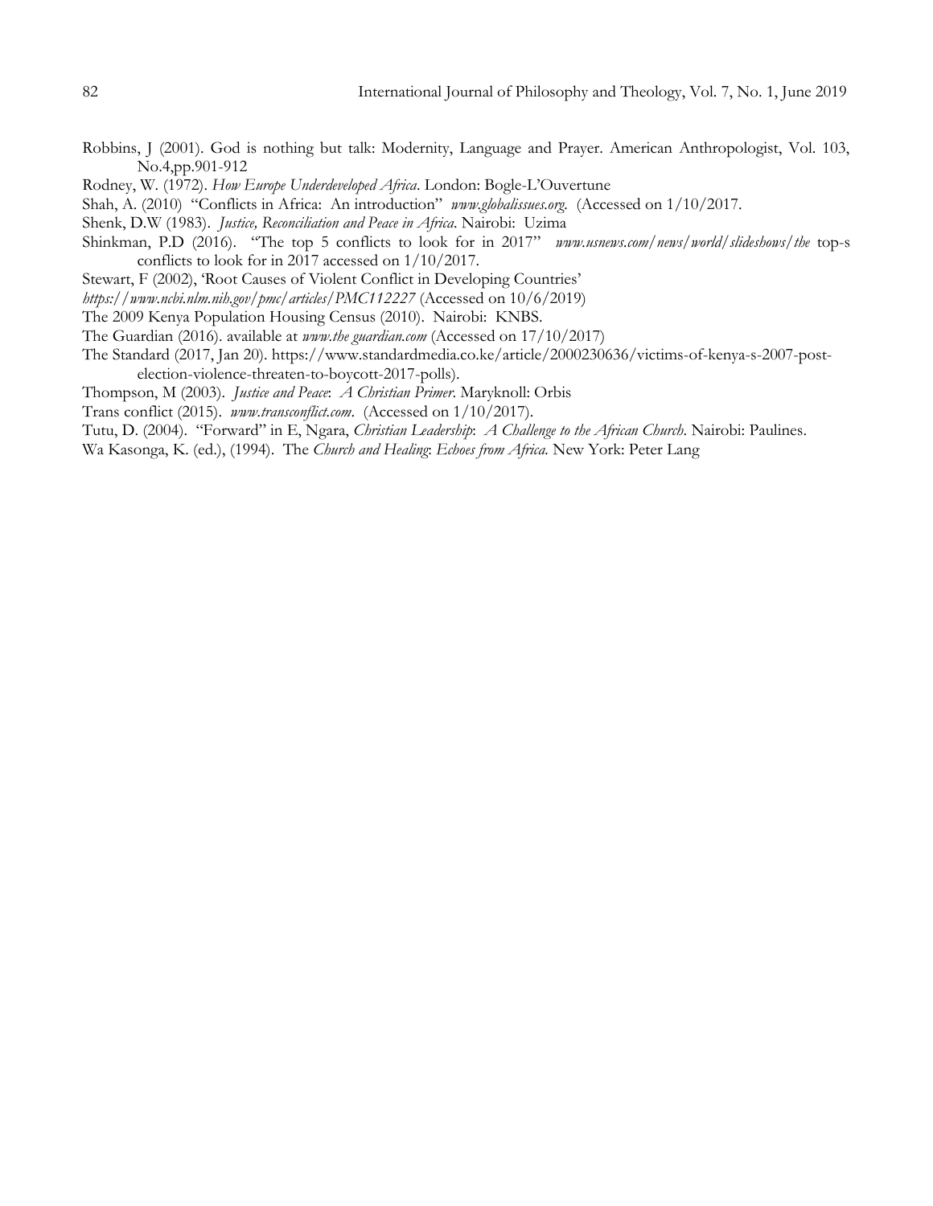Robbins, J (2001). God is nothing but talk: Modernity, Language and Prayer. American Anthropologist, Vol. 103, No.4,pp.901-912

Rodney, W. (1972). *How Europe Underdeveloped Africa*. London: Bogle-L'Ouvertune

Shah, A. (2010) "Conflicts in Africa: An introduction" *www.globalissues.org*. (Accessed on 1/10/2017.

Shenk, D.W (1983). *Justice, Reconciliation and Peace in Africa*. Nairobi: Uzima

Shinkman, P.D (2016). "The top 5 conflicts to look for in 2017" *www.usnews.com/news/world/slideshows/the* top-s conflicts to look for in 2017 accessed on 1/10/2017.

Stewart, F (2002), 'Root Causes of Violent Conflict in Developing Countries'

*https://www.ncbi.nlm.nih.gov/pmc/articles/PMC112227* (Accessed on 10/6/2019)

The 2009 Kenya Population Housing Census (2010). Nairobi: KNBS.

The Guardian (2016). available at *www.the guardian.com* (Accessed on 17/10/2017)

The Standard (2017, Jan 20). https://www.standardmedia.co.ke/article/2000230636/victims-of-kenya-s-2007-post-election-violence-threaten-to-boycott-2017-polls).

Thompson, M (2003). *Justice and Peace*: *A Christian Primer*. Maryknoll: Orbis

Trans conflict (2015). *www.transconflict.com*. (Accessed on 1/10/2017).

Tutu, D. (2004). "Forward" in E, Ngara, *Christian Leadership*: *A Challenge to the African Church*. Nairobi: Paulines.

Wa Kasonga, K. (ed.), (1994). The *Church and Healing*: *Echoes from Africa.* New York: Peter Lang